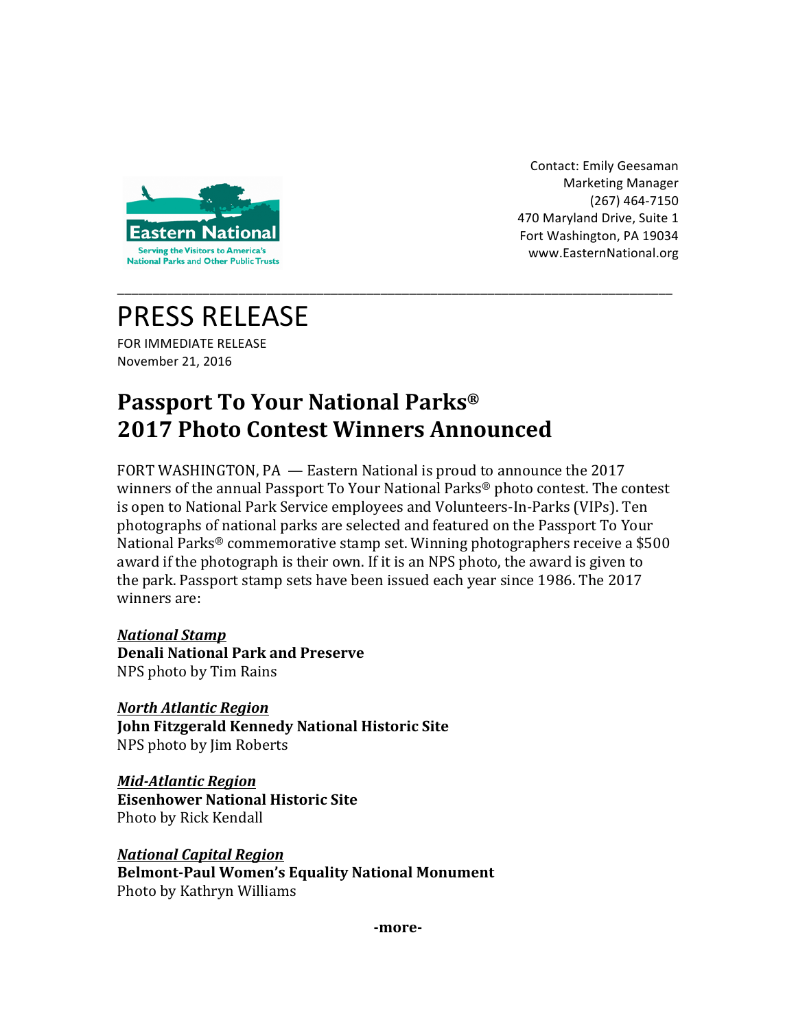Eastern National

Serving the Visitors to America's National Parks and Other Public Trusts

Contact: Emily Geesaman
Marketing Manager
(267) 464-7150
470 Maryland Drive, Suite 1
Fort Washington, PA 19034
www.EasternNational.org

---

# PRESS RELEASE

FOR IMMEDIATE RELEASE
November 21, 2016

## Passport To Your National Parks® 2017 Photo Contest Winners Announced

FORT WASHINGTON, PA — Eastern National is proud to announce the 2017 winners of the annual Passport To Your National Parks® photo contest. The contest is open to National Park Service employees and Volunteers-In-Parks (VIPs). Ten photographs of national parks are selected and featured on the Passport To Your National Parks® commemorative stamp set. Winning photographers receive a $500 award if the photograph is their own. If it is an NPS photo, the award is given to the park. Passport stamp sets have been issued each year since 1986. The 2017 winners are:

***National Stamp***
**Denali National Park and Preserve**
NPS photo by Tim Rains

***North Atlantic Region***
**John Fitzgerald Kennedy National Historic Site**
NPS photo by Jim Roberts

***Mid-Atlantic Region***
**Eisenhower National Historic Site**
Photo by Rick Kendall

***National Capital Region***
**Belmont-Paul Women's Equality National Monument**
Photo by Kathryn Williams

**-more-**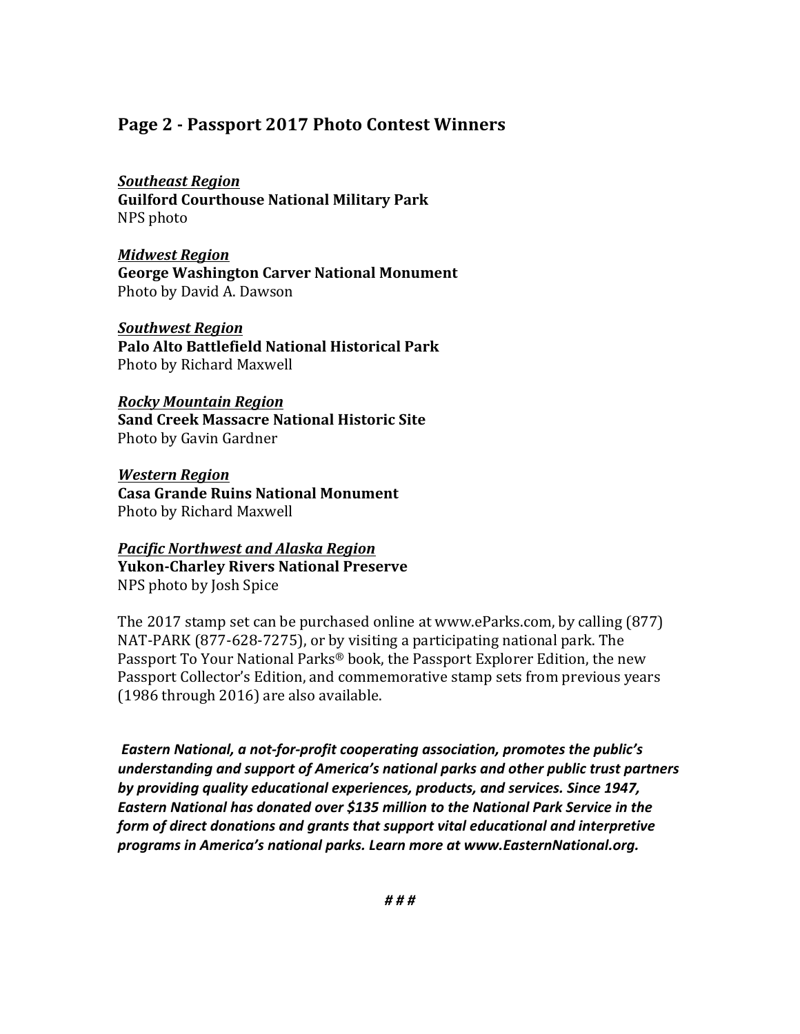## Page 2 - Passport 2017 Photo Contest Winners

***Southeast Region***
**Guilford Courthouse National Military Park**
NPS photo

***Midwest Region***
**George Washington Carver National Monument**
Photo by David A. Dawson

***Southwest Region***
**Palo Alto Battlefield National Historical Park**
Photo by Richard Maxwell

***Rocky Mountain Region***
**Sand Creek Massacre National Historic Site**
Photo by Gavin Gardner

***Western Region***
**Casa Grande Ruins National Monument**
Photo by Richard Maxwell

***Pacific Northwest and Alaska Region***
**Yukon-Charley Rivers National Preserve**
NPS photo by Josh Spice

The 2017 stamp set can be purchased online at www.eParks.com, by calling (877) NAT-PARK (877-628-7275), or by visiting a participating national park. The Passport To Your National Parks® book, the Passport Explorer Edition, the new Passport Collector's Edition, and commemorative stamp sets from previous years (1986 through 2016) are also available.

***Eastern National, a not-for-profit cooperating association, promotes the public's understanding and support of America's national parks and other public trust partners by providing quality educational experiences, products, and services. Since 1947, Eastern National has donated over $135 million to the National Park Service in the form of direct donations and grants that support vital educational and interpretive programs in America's national parks. Learn more at www.EasternNational.org.***

***# # #***